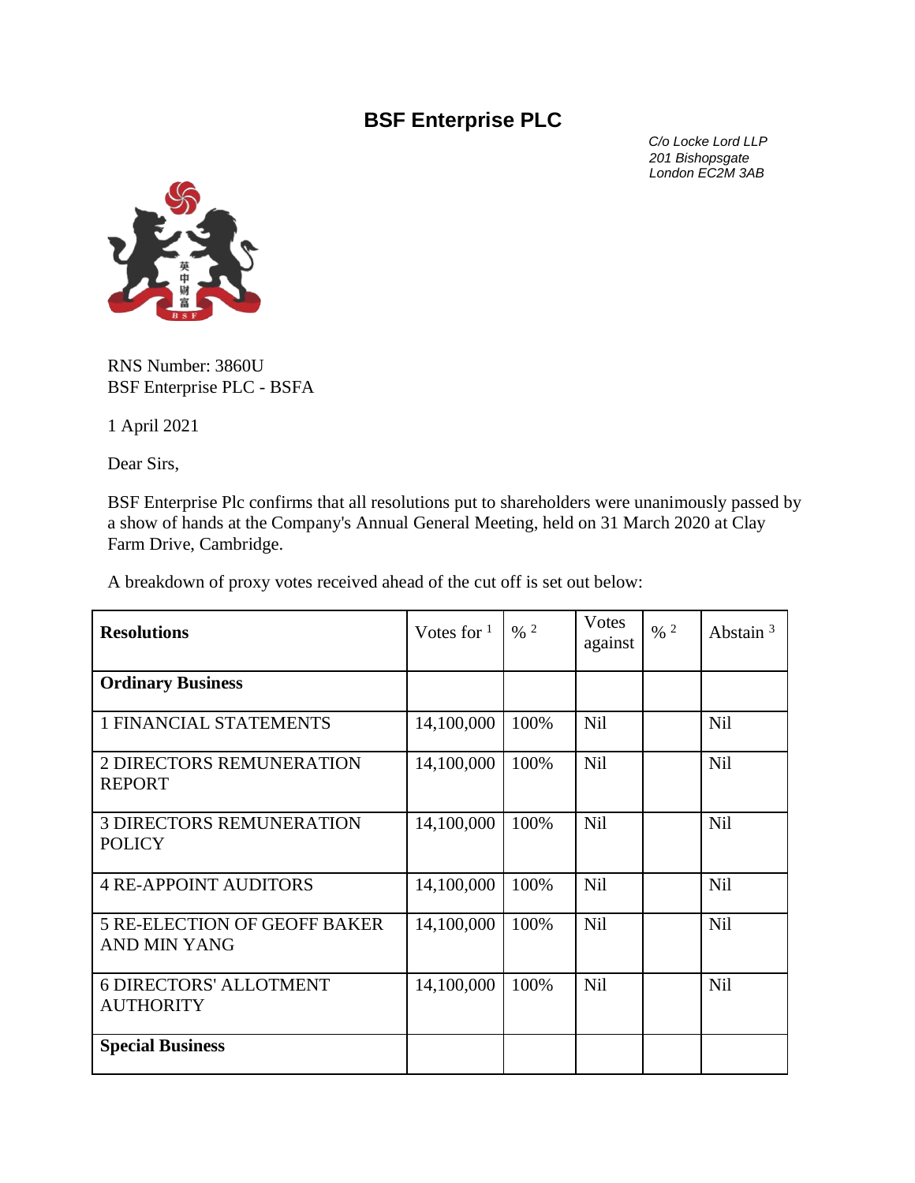# BSF Enterprise PLC

*C/o Locke Lord LLP*
*201 Bishopsgate*
*London EC2M 3AB*

RNS Number: 3860U
BSF Enterprise PLC - BSFA

1 April 2021

Dear Sirs,

BSF Enterprise Plc confirms that all resolutions put to shareholders were unanimously passed by a show of hands at the Company's Annual General Meeting, held on 31 March 2020 at Clay Farm Drive, Cambridge.

A breakdown of proxy votes received ahead of the cut off is set out below:

| **Resolutions** | Votes for [1] | % [2] | Votes against | % [2] | Abstain [3] |
|---|---|---|---|---|---|
| **Ordinary Business** | | | | | |
| 1 FINANCIAL STATEMENTS | 14,100,000 | 100% | Nil | | Nil |
| 2 DIRECTORS REMUNERATION REPORT | 14,100,000 | 100% | Nil | | Nil |
| 3 DIRECTORS REMUNERATION POLICY | 14,100,000 | 100% | Nil | | Nil |
| 4 RE-APPOINT AUDITORS | 14,100,000 | 100% | Nil | | Nil |
| 5 RE-ELECTION OF GEOFF BAKER AND MIN YANG | 14,100,000 | 100% | Nil | | Nil |
| 6 DIRECTORS' ALLOTMENT AUTHORITY | 14,100,000 | 100% | Nil | | Nil |
| **Special Business** | | | | | |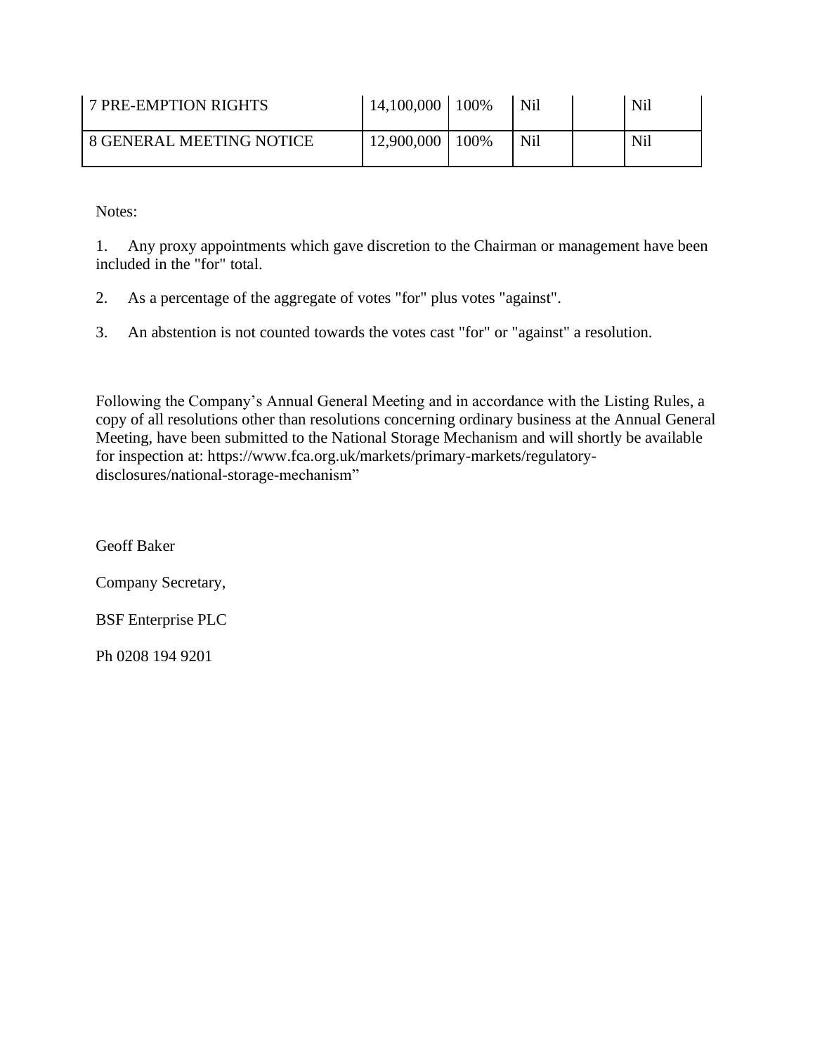| | | | | | |
|---|---|---|---|---|---|
| 7 PRE-EMPTION RIGHTS | 14,100,000 | 100% | Nil | | Nil |
| 8 GENERAL MEETING NOTICE | 12,900,000 | 100% | Nil | | Nil |

Notes:

1. Any proxy appointments which gave discretion to the Chairman or management have been included in the "for" total.

2. As a percentage of the aggregate of votes "for" plus votes "against".

3. An abstention is not counted towards the votes cast "for" or "against" a resolution.

Following the Company's Annual General Meeting and in accordance with the Listing Rules, a copy of all resolutions other than resolutions concerning ordinary business at the Annual General Meeting, have been submitted to the National Storage Mechanism and will shortly be available for inspection at: https://www.fca.org.uk/markets/primary-markets/regulatory-disclosures/national-storage-mechanism"

Geoff Baker

Company Secretary,

BSF Enterprise PLC

Ph 0208 194 9201